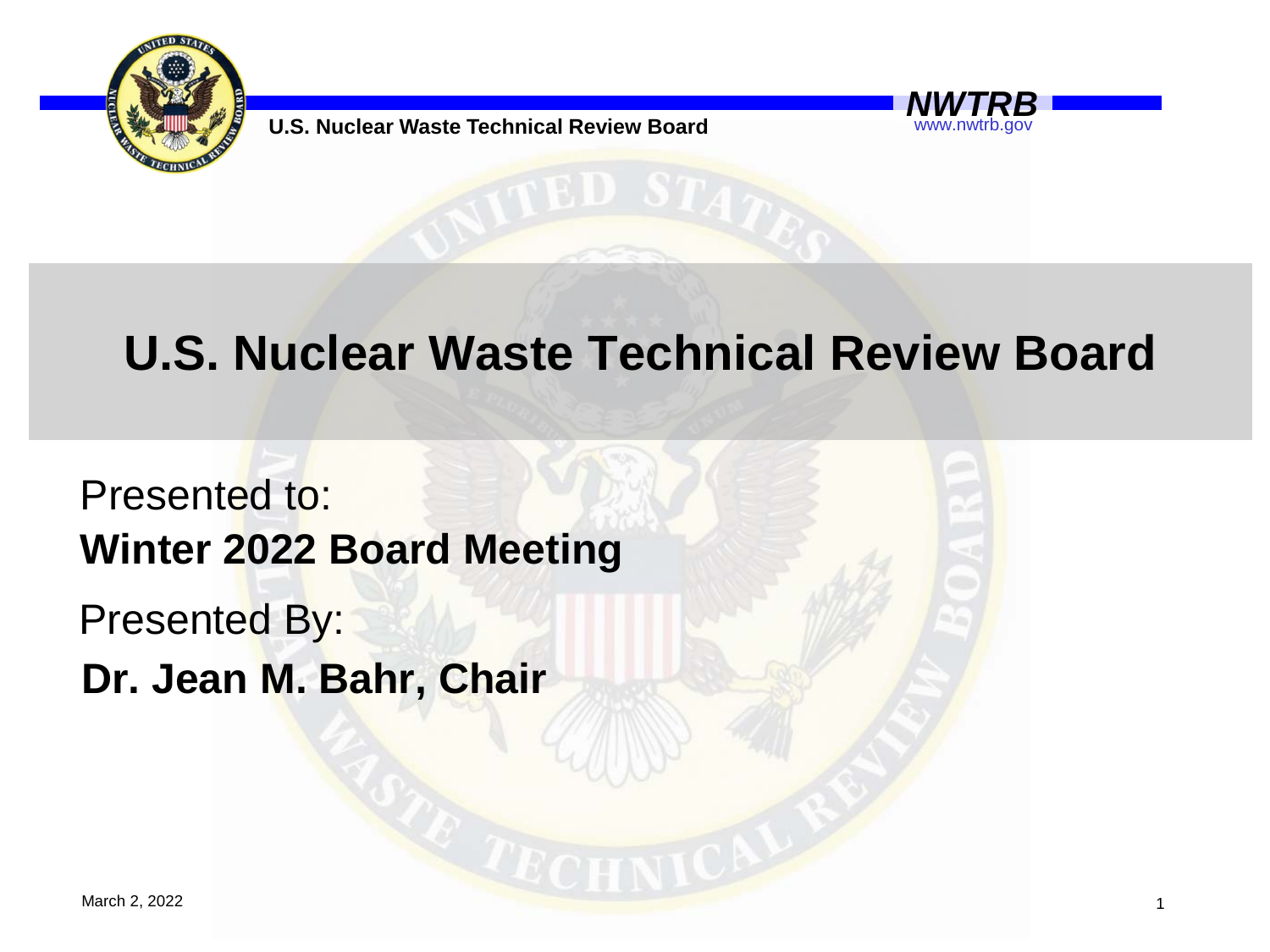# U.S. Nuclear Waste Technical Review Board

Presented to:

**Winter 2022 Board Meeting**

Presented By:

**Dr. Jean M. Bahr, Chair**

March 2, 2022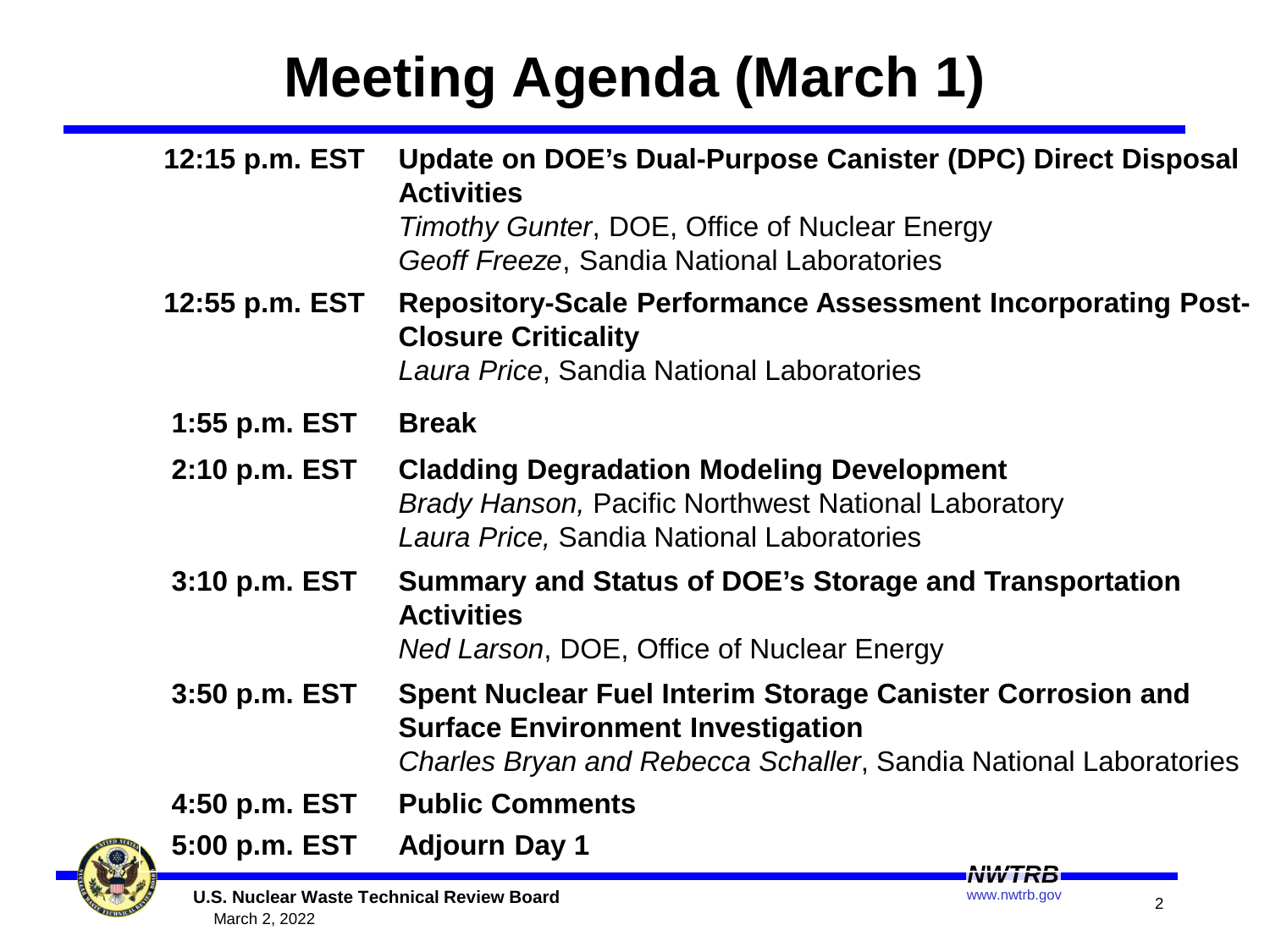# Meeting Agenda (March 1)

| | |
|---|---|
| **12:15 p.m. EST** | **Update on DOE's Dual-Purpose Canister (DPC) Direct Disposal Activities**<br>*Timothy Gunter*, DOE, Office of Nuclear Energy<br>*Geoff Freeze*, Sandia National Laboratories |
| **12:55 p.m. EST** | **Repository-Scale Performance Assessment Incorporating Post-Closure Criticality**<br>*Laura Price*, Sandia National Laboratories |
| **1:55 p.m. EST** | **Break** |
| **2:10 p.m. EST** | **Cladding Degradation Modeling Development**<br>*Brady Hanson,* Pacific Northwest National Laboratory<br>*Laura Price,* Sandia National Laboratories |
| **3:10 p.m. EST** | **Summary and Status of DOE's Storage and Transportation Activities**<br>*Ned Larson*, DOE, Office of Nuclear Energy |
| **3:50 p.m. EST** | **Spent Nuclear Fuel Interim Storage Canister Corrosion and Surface Environment Investigation**<br>*Charles Bryan and Rebecca Schaller*, Sandia National Laboratories |
| **4:50 p.m. EST** | **Public Comments** |
| **5:00 p.m. EST** | **Adjourn Day 1** |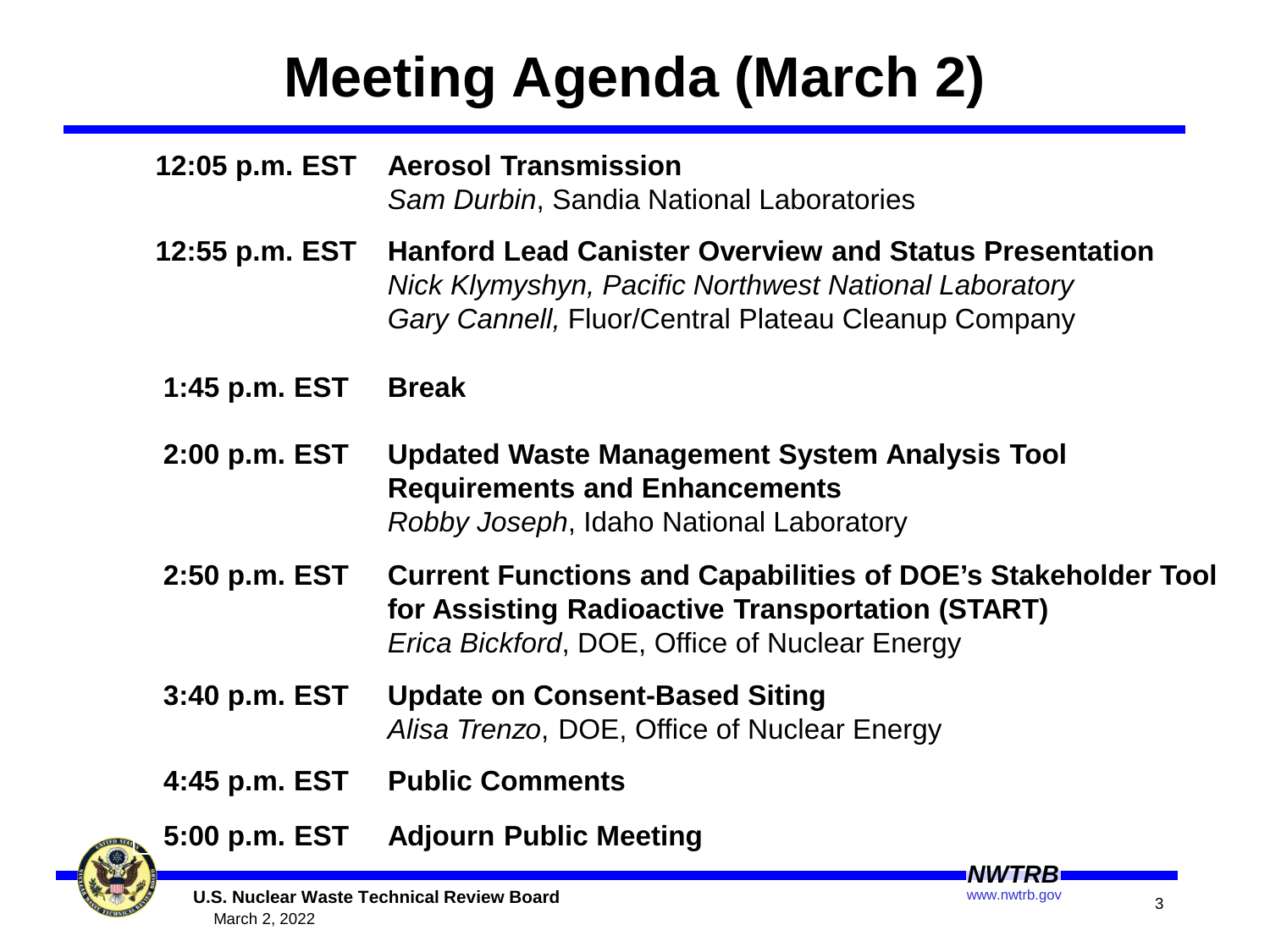# Meeting Agenda (March 2)

| | |
|---|---|
| **12:05 p.m. EST** | **Aerosol Transmission**<br>*Sam Durbin*, Sandia National Laboratories |
| **12:55 p.m. EST** | **Hanford Lead Canister Overview and Status Presentation**<br>*Nick Klymyshyn, Pacific Northwest National Laboratory*<br>*Gary Cannell,* Fluor/Central Plateau Cleanup Company |
| **1:45 p.m. EST** | **Break** |
| **2:00 p.m. EST** | **Updated Waste Management System Analysis Tool Requirements and Enhancements**<br>*Robby Joseph*, Idaho National Laboratory |
| **2:50 p.m. EST** | **Current Functions and Capabilities of DOE's Stakeholder Tool for Assisting Radioactive Transportation (START)**<br>*Erica Bickford*, DOE, Office of Nuclear Energy |
| **3:40 p.m. EST** | **Update on Consent-Based Siting**<br>*Alisa Trenzo*, DOE, Office of Nuclear Energy |
| **4:45 p.m. EST** | **Public Comments** |
| **5:00 p.m. EST** | **Adjourn Public Meeting** |